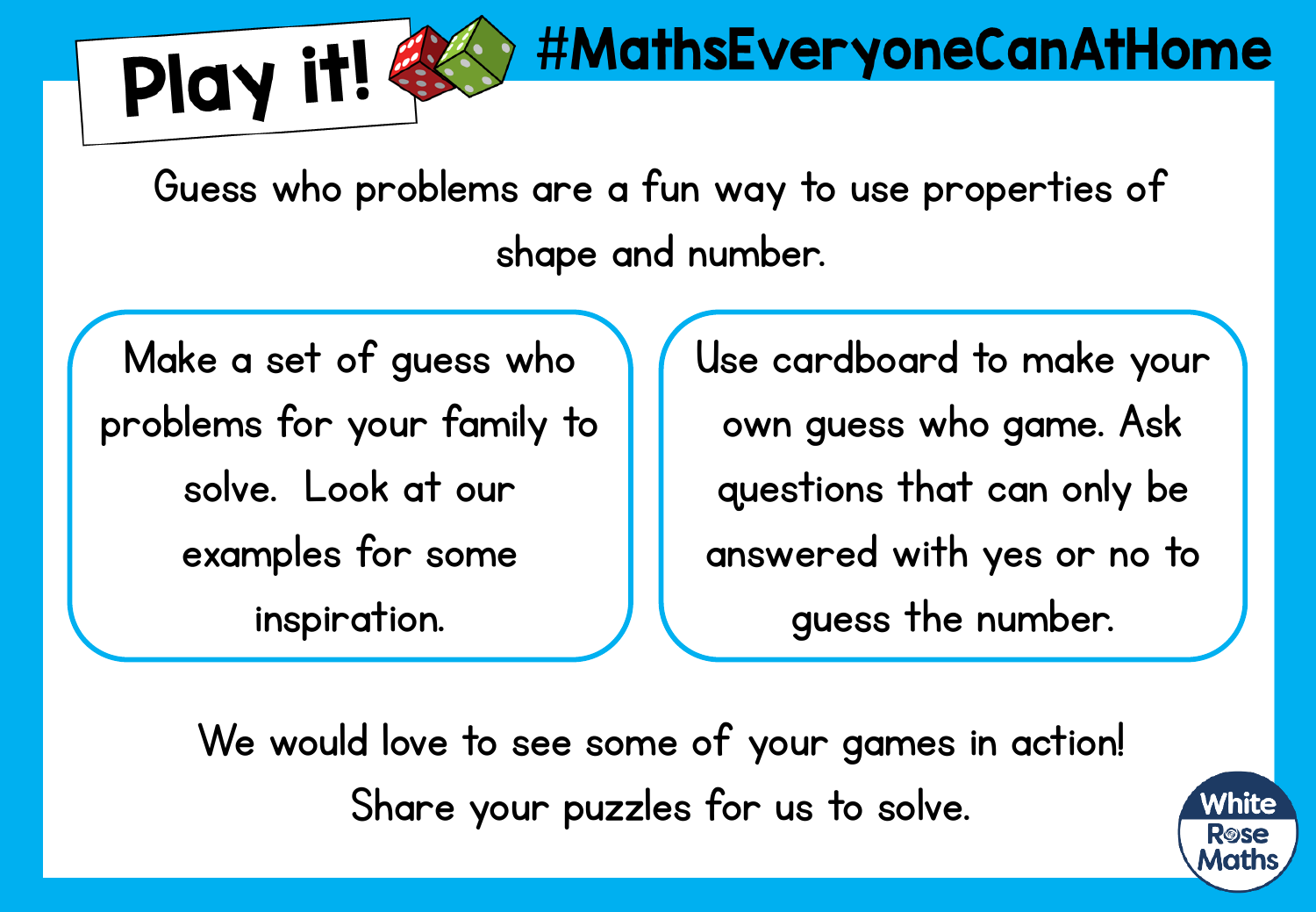# Play it!

## #MathsEveryoneCanAtHome

Guess who problems are a fun way to use properties of shape and number.

Make a set of guess who problems for your family to solve. Look at our examples for some inspiration.

Use cardboard to make your own guess who game. Ask questions that can only be answered with yes or no to guess the number.

We would love to see some of your games in action! Share your puzzles for us to solve.

White Rose Maths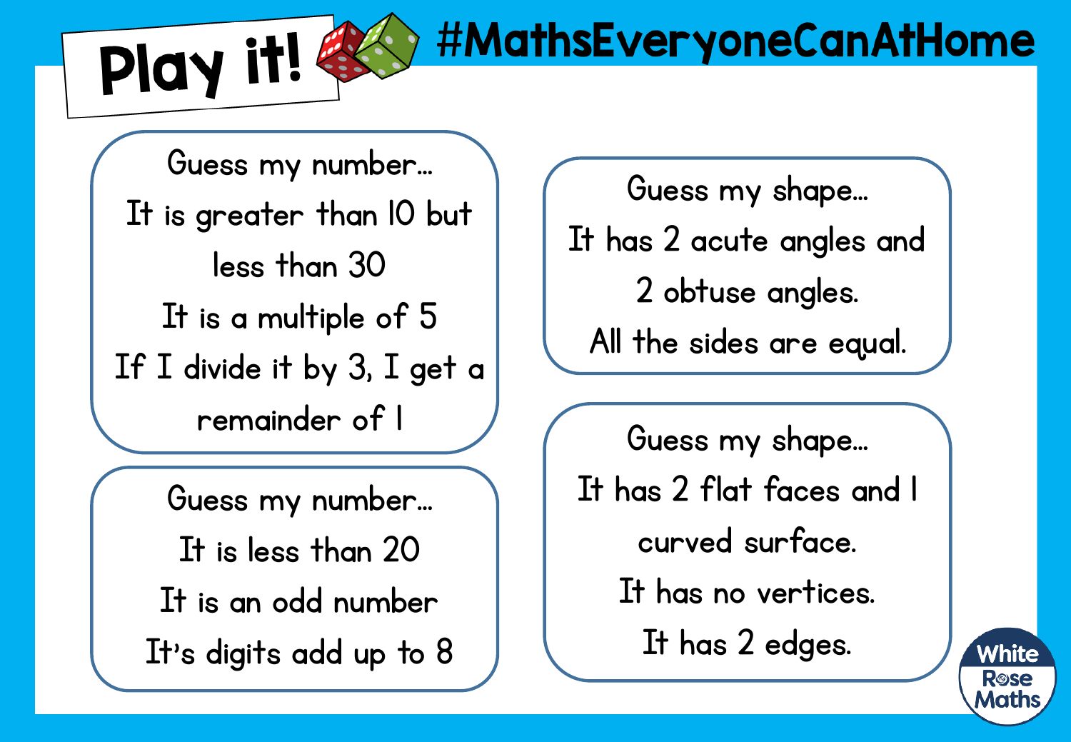# Play it!

#MathsEveryoneCanAtHome

Guess my number…
It is greater than 10 but less than 30
It is a multiple of 5
If I divide it by 3, I get a remainder of 1

Guess my number…
It is less than 20
It is an odd number
It's digits add up to 8

Guess my shape…
It has 2 acute angles and 2 obtuse angles.
All the sides are equal.

Guess my shape…
It has 2 flat faces and 1 curved surface.
It has no vertices.
It has 2 edges.

White Rose Maths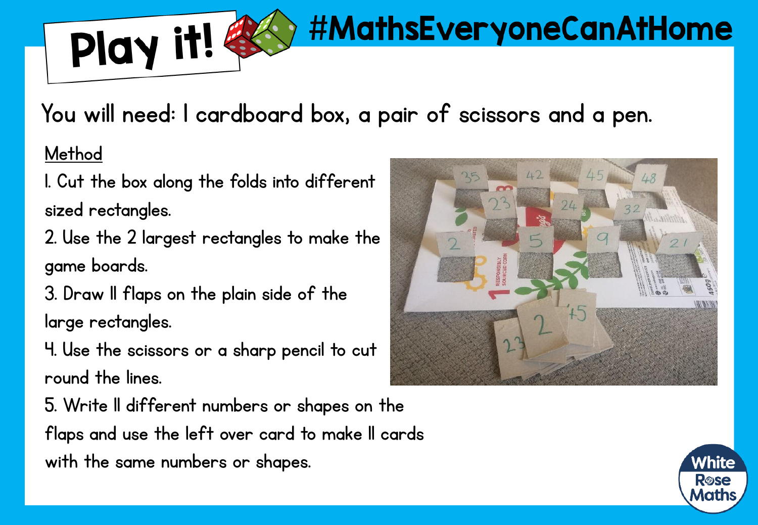# Play it!

## #MathsEveryoneCanAtHome

You will need: 1 cardboard box, a pair of scissors and a pen.

Method

1. Cut the box along the folds into different sized rectangles.
2. Use the 2 largest rectangles to make the game boards.
3. Draw 11 flaps on the plain side of the large rectangles.
4. Use the scissors or a sharp pencil to cut round the lines.
5. Write 11 different numbers or shapes on the flaps and use the left over card to make 11 cards with the same numbers or shapes.